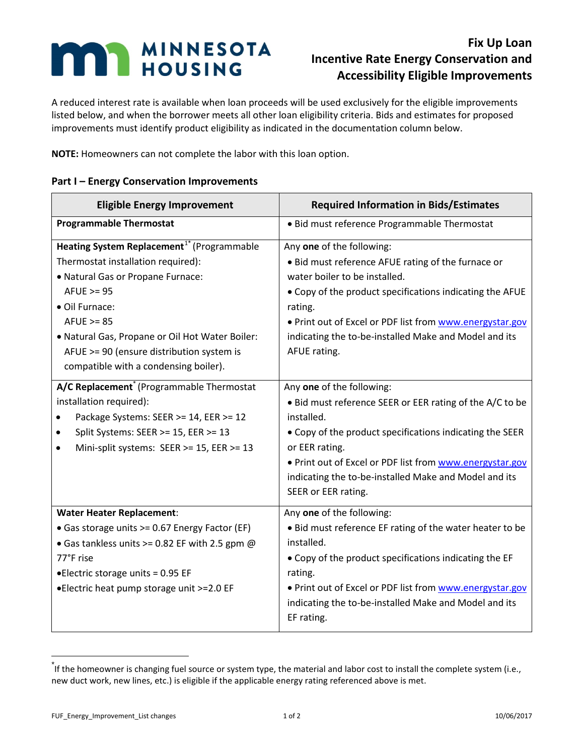MINNESOTA HOUSING

# Fix Up Loan
# Incentive Rate Energy Conservation and Accessibility Eligible Improvements

A reduced interest rate is available when loan proceeds will be used exclusively for the eligible improvements listed below, and when the borrower meets all other loan eligibility criteria. Bids and estimates for proposed improvements must identify product eligibility as indicated in the documentation column below.

**NOTE:** Homeowners can not complete the labor with this loan option.

## Part I – Energy Conservation Improvements

| Eligible Energy Improvement | Required Information in Bids/Estimates |
|---|---|
| **Programmable Thermostat** | • Bid must reference Programmable Thermostat |
| **Heating System Replacement**[1*] (Programmable Thermostat installation required):<br>• Natural Gas or Propane Furnace: AFUE >= 95<br>• Oil Furnace: AFUE >= 85<br>• Natural Gas, Propane or Oil Hot Water Boiler: AFUE >= 90 (ensure distribution system is compatible with a condensing boiler). | Any **one** of the following:<br>• Bid must reference AFUE rating of the furnace or water boiler to be installed.<br>• Copy of the product specifications indicating the AFUE rating.<br>• Print out of Excel or PDF list from www.energystar.gov indicating the to-be-installed Make and Model and its AFUE rating. |
| **A/C Replacement**[*] (Programmable Thermostat installation required):<br>• Package Systems: SEER >= 14, EER >= 12<br>• Split Systems: SEER >= 15, EER >= 13<br>• Mini-split systems: SEER >= 15, EER >= 13 | Any **one** of the following:<br>• Bid must reference SEER or EER rating of the A/C to be installed.<br>• Copy of the product specifications indicating the SEER or EER rating.<br>• Print out of Excel or PDF list from www.energystar.gov indicating the to-be-installed Make and Model and its SEER or EER rating. |
| **Water Heater Replacement**:<br>• Gas storage units >= 0.67 Energy Factor (EF)<br>• Gas tankless units >= 0.82 EF with 2.5 gpm @ 77°F rise<br>• Electric storage units = 0.95 EF<br>• Electric heat pump storage unit >=2.0 EF | Any **one** of the following:<br>• Bid must reference EF rating of the water heater to be installed.<br>• Copy of the product specifications indicating the EF rating.<br>• Print out of Excel or PDF list from www.energystar.gov indicating the to-be-installed Make and Model and its EF rating. |

[*] If the homeowner is changing fuel source or system type, the material and labor cost to install the complete system (i.e., new duct work, new lines, etc.) is eligible if the applicable energy rating referenced above is met.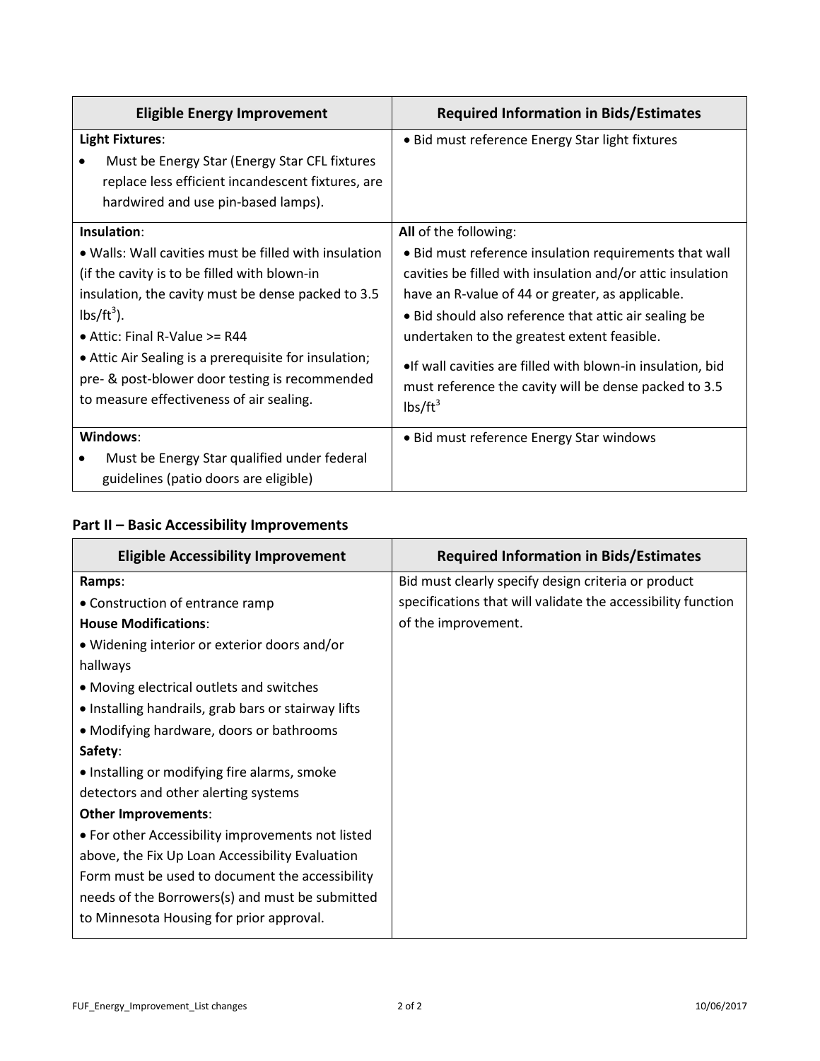| Eligible Energy Improvement | Required Information in Bids/Estimates |
| --- | --- |
| **Light Fixtures**:<br>• Must be Energy Star (Energy Star CFL fixtures replace less efficient incandescent fixtures, are hardwired and use pin-based lamps). | • Bid must reference Energy Star light fixtures |
| **Insulation**:<br>• Walls: Wall cavities must be filled with insulation (if the cavity is to be filled with blown-in insulation, the cavity must be dense packed to 3.5 $lbs/ft^3$).<br>• Attic: Final R-Value >= R44<br>• Attic Air Sealing is a prerequisite for insulation; pre- & post-blower door testing is recommended to measure effectiveness of air sealing. | **All** of the following:<br>• Bid must reference insulation requirements that wall cavities be filled with insulation and/or attic insulation have an R-value of 44 or greater, as applicable.<br>• Bid should also reference that attic air sealing be undertaken to the greatest extent feasible.<br>• If wall cavities are filled with blown-in insulation, bid must reference the cavity will be dense packed to 3.5 $lbs/ft^3$ |
| **Windows**:<br>• Must be Energy Star qualified under federal guidelines (patio doors are eligible) | • Bid must reference Energy Star windows |

## Part II – Basic Accessibility Improvements

| Eligible Accessibility Improvement | Required Information in Bids/Estimates |
| --- | --- |
| **Ramps**:<br>• Construction of entrance ramp<br>**House Modifications**:<br>• Widening interior or exterior doors and/or hallways<br>• Moving electrical outlets and switches<br>• Installing handrails, grab bars or stairway lifts<br>• Modifying hardware, doors or bathrooms<br>**Safety**:<br>• Installing or modifying fire alarms, smoke detectors and other alerting systems<br>**Other Improvements**:<br>• For other Accessibility improvements not listed above, the Fix Up Loan Accessibility Evaluation Form must be used to document the accessibility needs of the Borrowers(s) and must be submitted to Minnesota Housing for prior approval. | Bid must clearly specify design criteria or product specifications that will validate the accessibility function of the improvement. |